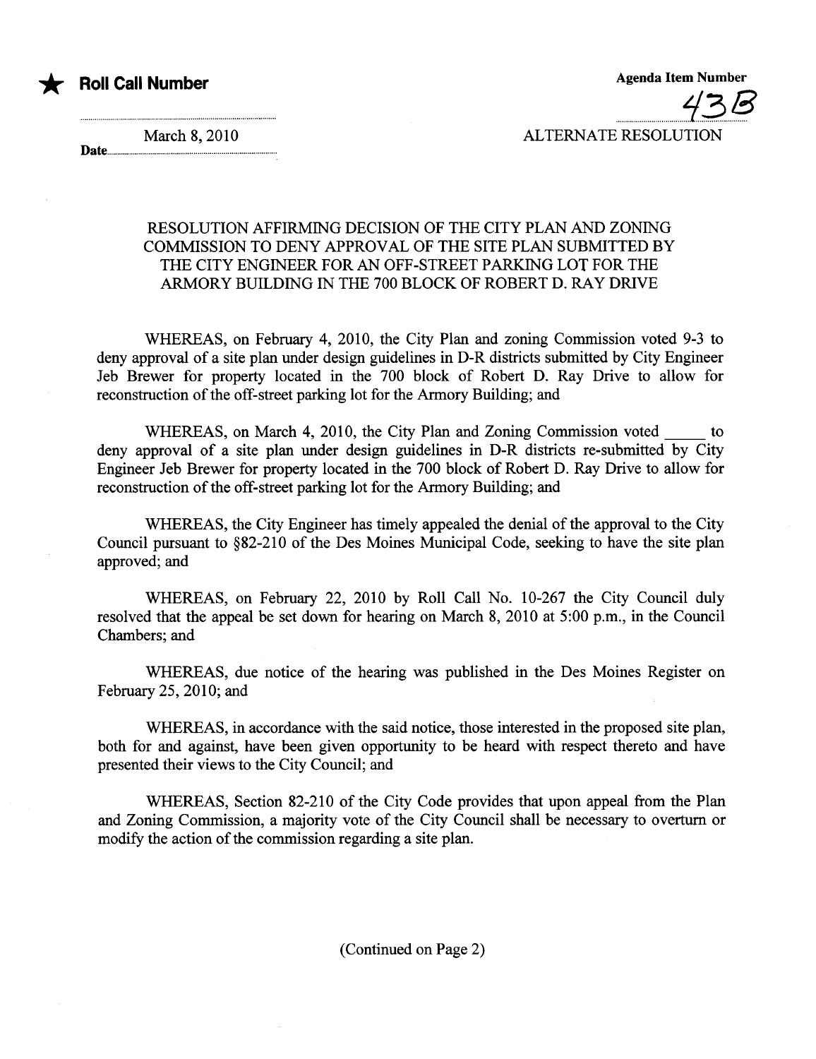★ **Roll Call Number**

Date March 8, 2010

**Agenda Item Number**

43B

ALTERNATE RESOLUTION

RESOLUTION AFFIRMING DECISION OF THE CITY PLAN AND ZONING COMMISSION TO DENY APPROVAL OF THE SITE PLAN SUBMITTED BY THE CITY ENGINEER FOR AN OFF-STREET PARKING LOT FOR THE ARMORY BUILDING IN THE 700 BLOCK OF ROBERT D. RAY DRIVE

WHEREAS, on February 4, 2010, the City Plan and zoning Commission voted 9-3 to deny approval of a site plan under design guidelines in D-R districts submitted by City Engineer Jeb Brewer for property located in the 700 block of Robert D. Ray Drive to allow for reconstruction of the off-street parking lot for the Armory Building; and

WHEREAS, on March 4, 2010, the City Plan and Zoning Commission voted _____ to deny approval of a site plan under design guidelines in D-R districts re-submitted by City Engineer Jeb Brewer for property located in the 700 block of Robert D. Ray Drive to allow for reconstruction of the off-street parking lot for the Armory Building; and

WHEREAS, the City Engineer has timely appealed the denial of the approval to the City Council pursuant to §82-210 of the Des Moines Municipal Code, seeking to have the site plan approved; and

WHEREAS, on February 22, 2010 by Roll Call No. 10-267 the City Council duly resolved that the appeal be set down for hearing on March 8, 2010 at 5:00 p.m., in the Council Chambers; and

WHEREAS, due notice of the hearing was published in the Des Moines Register on February 25, 2010; and

WHEREAS, in accordance with the said notice, those interested in the proposed site plan, both for and against, have been given opportunity to be heard with respect thereto and have presented their views to the City Council; and

WHEREAS, Section 82-210 of the City Code provides that upon appeal from the Plan and Zoning Commission, a majority vote of the City Council shall be necessary to overturn or modify the action of the commission regarding a site plan.

(Continued on Page 2)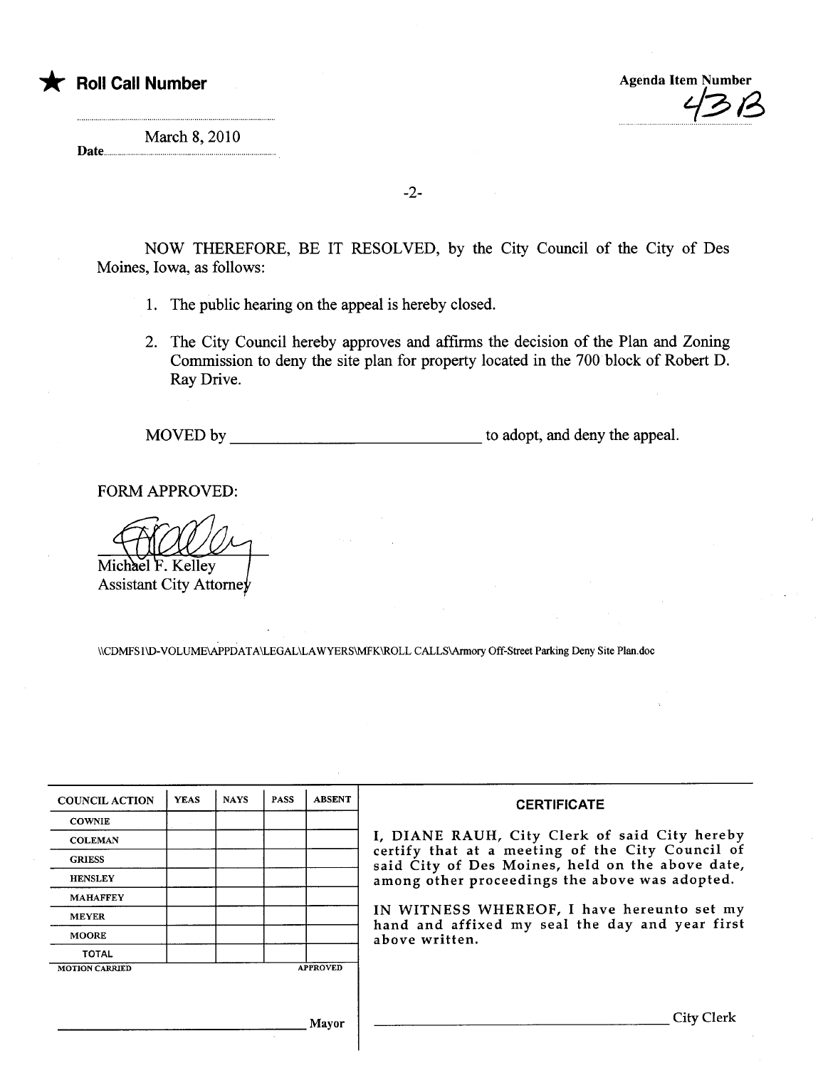★ **Roll Call Number**

Agenda Item Number 43B

Date March 8, 2010

NOW THEREFORE, BE IT RESOLVED, by the City Council of the City of Des Moines, Iowa, as follows:

1. The public hearing on the appeal is hereby closed.

2. The City Council hereby approves and affirms the decision of the Plan and Zoning Commission to deny the site plan for property located in the 700 block of Robert D. Ray Drive.

MOVED by ______________________________ to adopt, and deny the appeal.

FORM APPROVED:

Michael F. Kelley
Assistant City Attorney

\\CDMFS1\D-VOLUME\APPDATA\LEGAL\LAWYERS\MFK\ROLL CALLS\Armory Off-Street Parking Deny Site Plan.doc

| COUNCIL ACTION | YEAS | NAYS | PASS | ABSENT |
|---|---|---|---|---|
| COWNIE | | | | |
| COLEMAN | | | | |
| GRIESS | | | | |
| HENSLEY | | | | |
| MAHAFFEY | | | | |
| MEYER | | | | |
| MOORE | | | | |
| TOTAL | | | | |
| MOTION CARRIED | | | | APPROVED |

______________________________ Mayor

**CERTIFICATE**

I, DIANE RAUH, City Clerk of said City hereby certify that at a meeting of the City Council of said City of Des Moines, held on the above date, among other proceedings the above was adopted.

IN WITNESS WHEREOF, I have hereunto set my hand and affixed my seal the day and year first above written.

______________________________ City Clerk